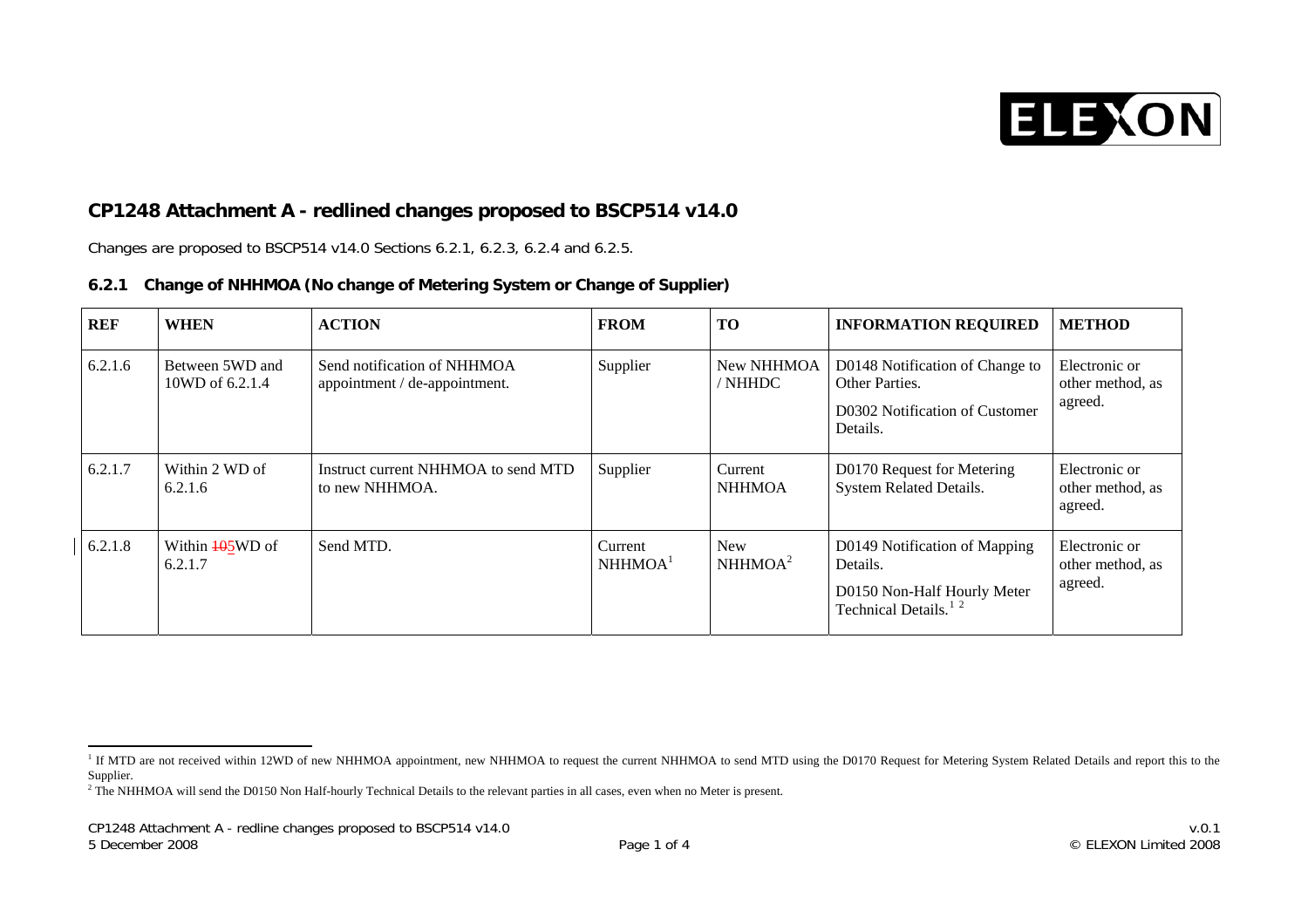## CP1248 Attachment A - redlined changes proposed to BSCP514 v14.0

Changes are proposed to BSCP514 v14.0 Sections 6.2.1, 6.2.3, 6.2.4 and 6.2.5.

### 6.2.1 Change of NHHMOA (No change of Metering System or Change of Supplier)

| REF | WHEN | ACTION | FROM | TO | INFORMATION REQUIRED | METHOD |
|---|---|---|---|---|---|---|
| 6.2.1.6 | Between 5WD and 10WD of 6.2.1.4 | Send notification of NHHMOA appointment / de-appointment. | Supplier | New NHHMOA / NHHDC | D0148 Notification of Change to Other Parties.<br><br>D0302 Notification of Customer Details. | Electronic or other method, as agreed. |
| 6.2.1.7 | Within 2 WD of 6.2.1.6 | Instruct current NHHMOA to send MTD to new NHHMOA. | Supplier | Current NHHMOA | D0170 Request for Metering System Related Details. | Electronic or other method, as agreed. |
| 6.2.1.8 | Within ~~10~~5WD of 6.2.1.7 | Send MTD. | Current NHHMOA[1] | New NHHMOA[2] | D0149 Notification of Mapping Details.<br><br>D0150 Non-Half Hourly Meter Technical Details.[1] [2] | Electronic or other method, as agreed. |

[1] If MTD are not received within 12WD of new NHHMOA appointment, new NHHMOA to request the current NHHMOA to send MTD using the D0170 Request for Metering System Related Details and report this to the Supplier.

[2] The NHHMOA will send the D0150 Non Half-hourly Technical Details to the relevant parties in all cases, even when no Meter is present.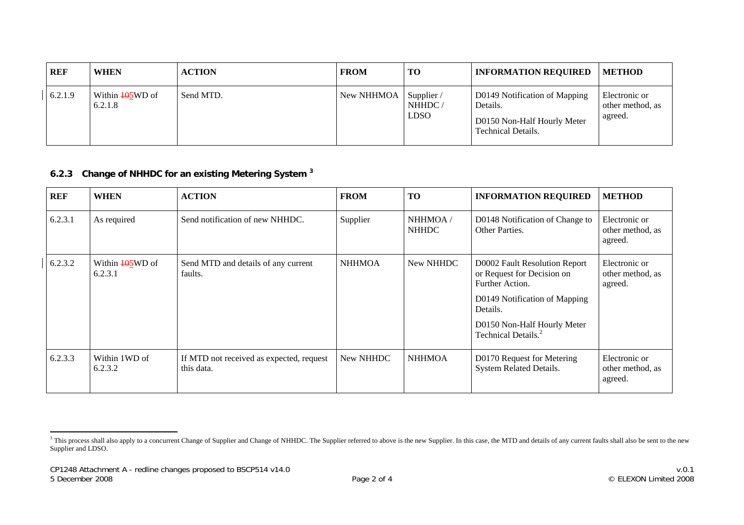| REF | WHEN | ACTION | FROM | TO | INFORMATION REQUIRED | METHOD |
|---|---|---|---|---|---|---|
| 6.2.1.9 | Within ~~10~~5WD of 6.2.1.8 | Send MTD. | New NHHMOA | Supplier / NHHDC / LDSO | D0149 Notification of Mapping Details. D0150 Non-Half Hourly Meter Technical Details. | Electronic or other method, as agreed. |

### 6.2.3 Change of NHHDC for an existing Metering System [3]

| REF | WHEN | ACTION | FROM | TO | INFORMATION REQUIRED | METHOD |
|---|---|---|---|---|---|---|
| 6.2.3.1 | As required | Send notification of new NHHDC. | Supplier | NHHMOA / NHHDC | D0148 Notification of Change to Other Parties. | Electronic or other method, as agreed. |
| 6.2.3.2 | Within ~~10~~5WD of 6.2.3.1 | Send MTD and details of any current faults. | NHHMOA | New NHHDC | D0002 Fault Resolution Report or Request for Decision on Further Action. D0149 Notification of Mapping Details. D0150 Non-Half Hourly Meter Technical Details.[2] | Electronic or other method, as agreed. |
| 6.2.3.3 | Within 1WD of 6.2.3.2 | If MTD not received as expected, request this data. | New NHHDC | NHHMOA | D0170 Request for Metering System Related Details. | Electronic or other method, as agreed. |

[3] This process shall also apply to a concurrent Change of Supplier and Change of NHHDC. The Supplier referred to above is the new Supplier. In this case, the MTD and details of any current faults shall also be sent to the new Supplier and LDSO.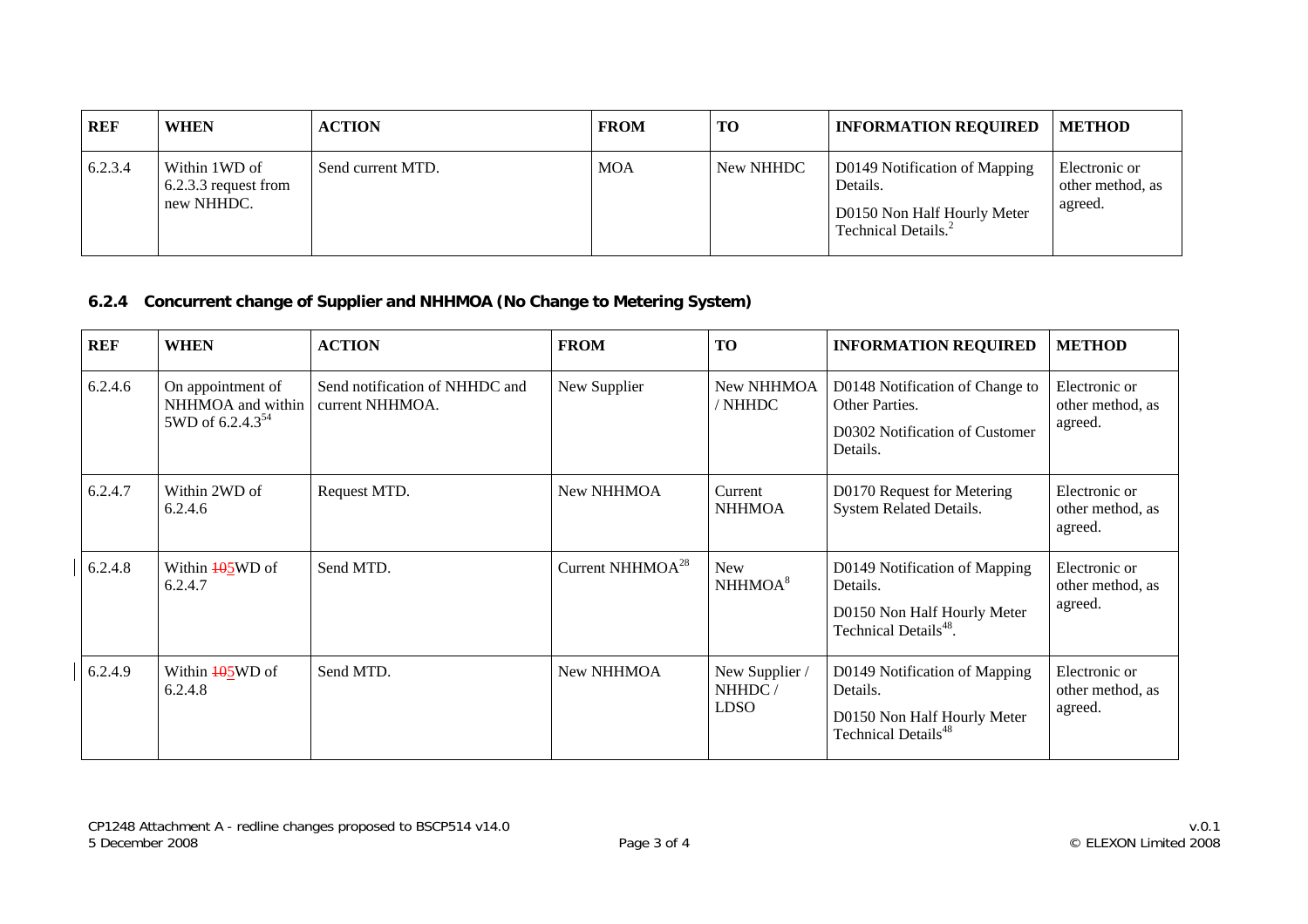| REF | WHEN | ACTION | FROM | TO | INFORMATION REQUIRED | METHOD |
|---|---|---|---|---|---|---|
| 6.2.3.4 | Within 1WD of 6.2.3.3 request from new NHHDC. | Send current MTD. | MOA | New NHHDC | D0149 Notification of Mapping Details. D0150 Non Half Hourly Meter Technical Details.[2] | Electronic or other method, as agreed. |

### 6.2.4 Concurrent change of Supplier and NHHMOA (No Change to Metering System)

| REF | WHEN | ACTION | FROM | TO | INFORMATION REQUIRED | METHOD |
|---|---|---|---|---|---|---|
| 6.2.4.6 | On appointment of NHHMOA and within 5WD of 6.2.4.3[54] | Send notification of NHHDC and current NHHMOA. | New Supplier | New NHHMOA / NHHDC | D0148 Notification of Change to Other Parties. D0302 Notification of Customer Details. | Electronic or other method, as agreed. |
| 6.2.4.7 | Within 2WD of 6.2.4.6 | Request MTD. | New NHHMOA | Current NHHMOA | D0170 Request for Metering System Related Details. | Electronic or other method, as agreed. |
| 6.2.4.8 | Within ~~10~~5WD of 6.2.4.7 | Send MTD. | Current NHHMOA[28] | New NHHMOA[8] | D0149 Notification of Mapping Details. D0150 Non Half Hourly Meter Technical Details[48]. | Electronic or other method, as agreed. |
| 6.2.4.9 | Within ~~10~~5WD of 6.2.4.8 | Send MTD. | New NHHMOA | New Supplier / NHHDC / LDSO | D0149 Notification of Mapping Details. D0150 Non Half Hourly Meter Technical Details[48] | Electronic or other method, as agreed. |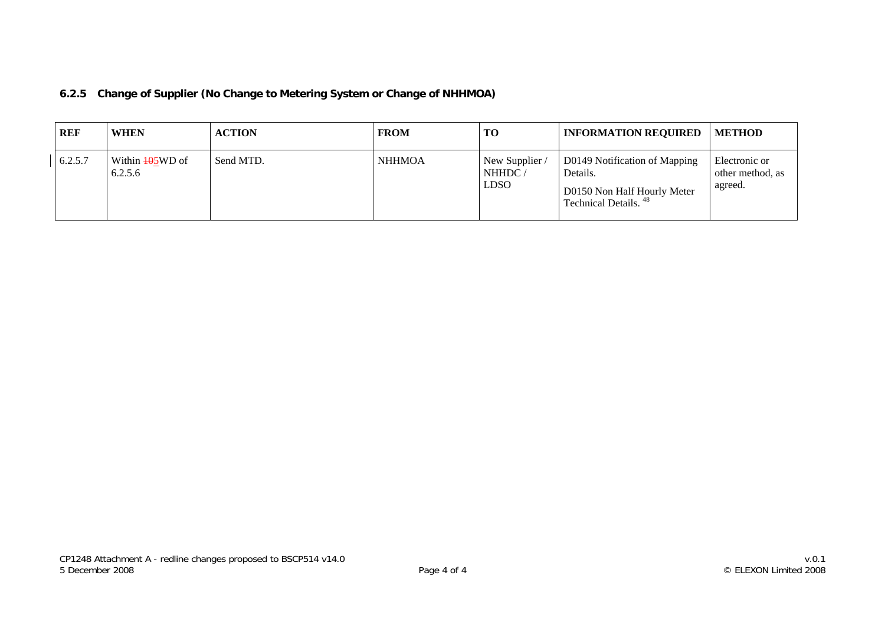### 6.2.5 Change of Supplier (No Change to Metering System or Change of NHHMOA)

| REF | WHEN | ACTION | FROM | TO | INFORMATION REQUIRED | METHOD |
|---|---|---|---|---|---|---|
| 6.2.5.7 | Within ~~10~~5WD of 6.2.5.6 | Send MTD. | NHHMOA | New Supplier / NHHDC / LDSO | D0149 Notification of Mapping Details.<br><br>D0150 Non Half Hourly Meter Technical Details. [48] | Electronic or other method, as agreed. |